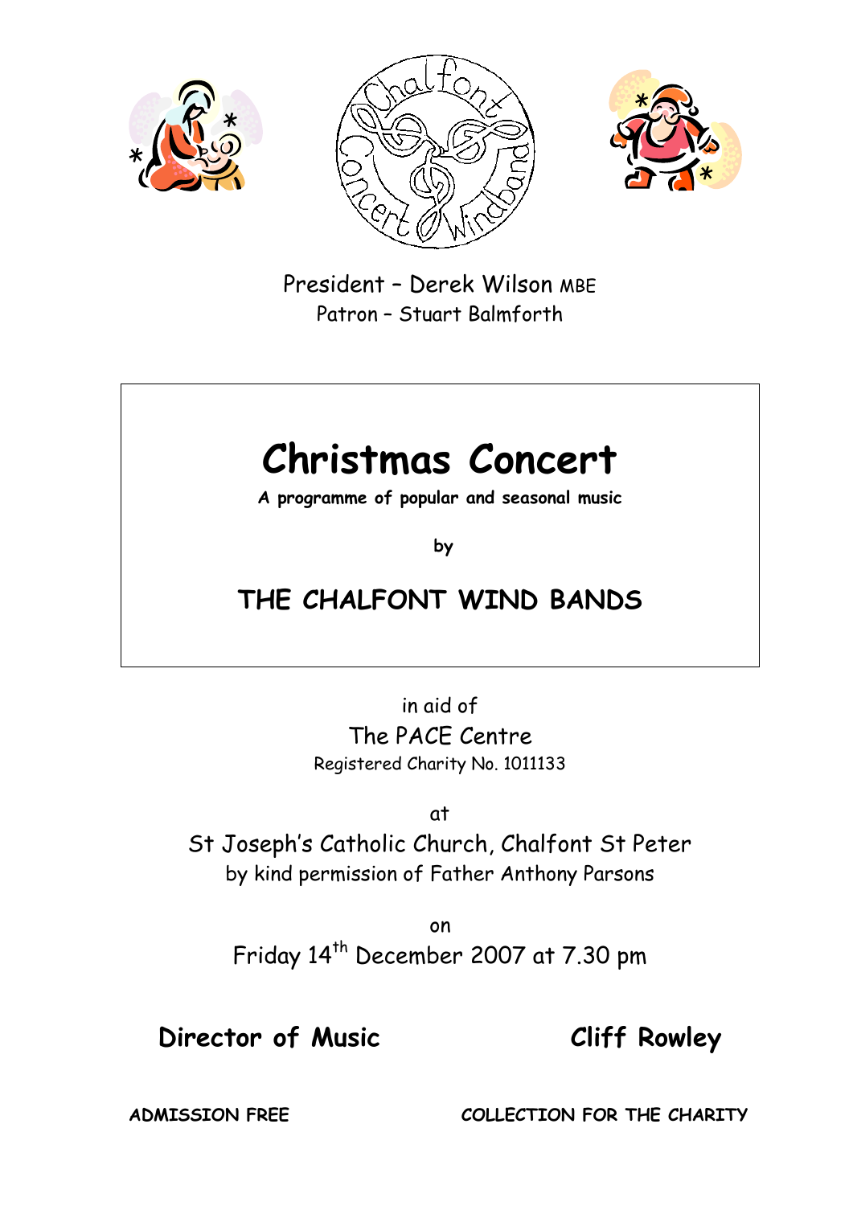President – Derek Wilson MBE
Patron – Stuart Balmforth

# Christmas Concert

**A programme of popular and seasonal music**

**by**

## THE CHALFONT WIND BANDS

in aid of
The PACE Centre
Registered Charity No. 1011133

at
St Joseph's Catholic Church, Chalfont St Peter
by kind permission of Father Anthony Parsons

on
Friday 14th December 2007 at 7.30 pm

**Director of Music** **Cliff Rowley**

**ADMISSION FREE** **COLLECTION FOR THE CHARITY**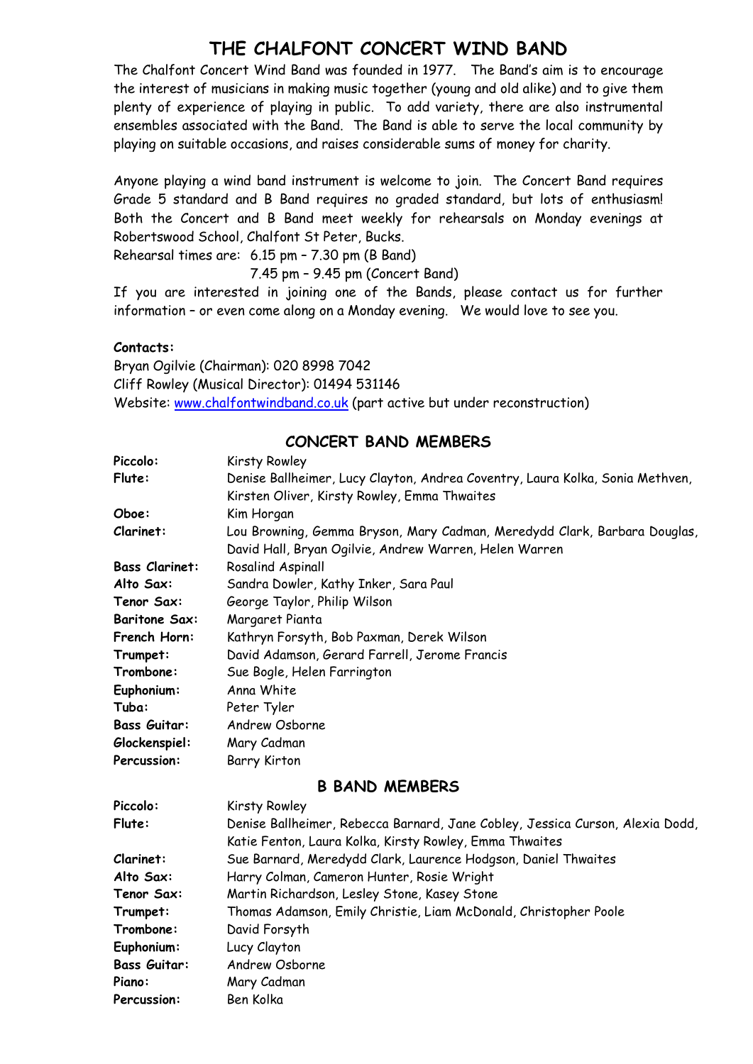# THE CHALFONT CONCERT WIND BAND

The Chalfont Concert Wind Band was founded in 1977. The Band's aim is to encourage the interest of musicians in making music together (young and old alike) and to give them plenty of experience of playing in public. To add variety, there are also instrumental ensembles associated with the Band. The Band is able to serve the local community by playing on suitable occasions, and raises considerable sums of money for charity.

Anyone playing a wind band instrument is welcome to join. The Concert Band requires Grade 5 standard and B Band requires no graded standard, but lots of enthusiasm! Both the Concert and B Band meet weekly for rehearsals on Monday evenings at Robertswood School, Chalfont St Peter, Bucks.

Rehearsal times are: 6.15 pm – 7.30 pm (B Band)
7.45 pm – 9.45 pm (Concert Band)

If you are interested in joining one of the Bands, please contact us for further information – or even come along on a Monday evening. We would love to see you.

**Contacts:**

Bryan Ogilvie (Chairman): 020 8998 7042
Cliff Rowley (Musical Director): 01494 531146
Website: www.chalfontwindband.co.uk (part active but under reconstruction)

## CONCERT BAND MEMBERS

| | |
|---|---|
| **Piccolo:** | Kirsty Rowley |
| **Flute:** | Denise Ballheimer, Lucy Clayton, Andrea Coventry, Laura Kolka, Sonia Methven, Kirsten Oliver, Kirsty Rowley, Emma Thwaites |
| **Oboe:** | Kim Horgan |
| **Clarinet:** | Lou Browning, Gemma Bryson, Mary Cadman, Meredydd Clark, Barbara Douglas, David Hall, Bryan Ogilvie, Andrew Warren, Helen Warren |
| **Bass Clarinet:** | Rosalind Aspinall |
| **Alto Sax:** | Sandra Dowler, Kathy Inker, Sara Paul |
| **Tenor Sax:** | George Taylor, Philip Wilson |
| **Baritone Sax:** | Margaret Pianta |
| **French Horn:** | Kathryn Forsyth, Bob Paxman, Derek Wilson |
| **Trumpet:** | David Adamson, Gerard Farrell, Jerome Francis |
| **Trombone:** | Sue Bogle, Helen Farrington |
| **Euphonium:** | Anna White |
| **Tuba:** | Peter Tyler |
| **Bass Guitar:** | Andrew Osborne |
| **Glockenspiel:** | Mary Cadman |
| **Percussion:** | Barry Kirton |

## B BAND MEMBERS

| | |
|---|---|
| **Piccolo:** | Kirsty Rowley |
| **Flute:** | Denise Ballheimer, Rebecca Barnard, Jane Cobley, Jessica Curson, Alexia Dodd, Katie Fenton, Laura Kolka, Kirsty Rowley, Emma Thwaites |
| **Clarinet:** | Sue Barnard, Meredydd Clark, Laurence Hodgson, Daniel Thwaites |
| **Alto Sax:** | Harry Colman, Cameron Hunter, Rosie Wright |
| **Tenor Sax:** | Martin Richardson, Lesley Stone, Kasey Stone |
| **Trumpet:** | Thomas Adamson, Emily Christie, Liam McDonald, Christopher Poole |
| **Trombone:** | David Forsyth |
| **Euphonium:** | Lucy Clayton |
| **Bass Guitar:** | Andrew Osborne |
| **Piano:** | Mary Cadman |
| **Percussion:** | Ben Kolka |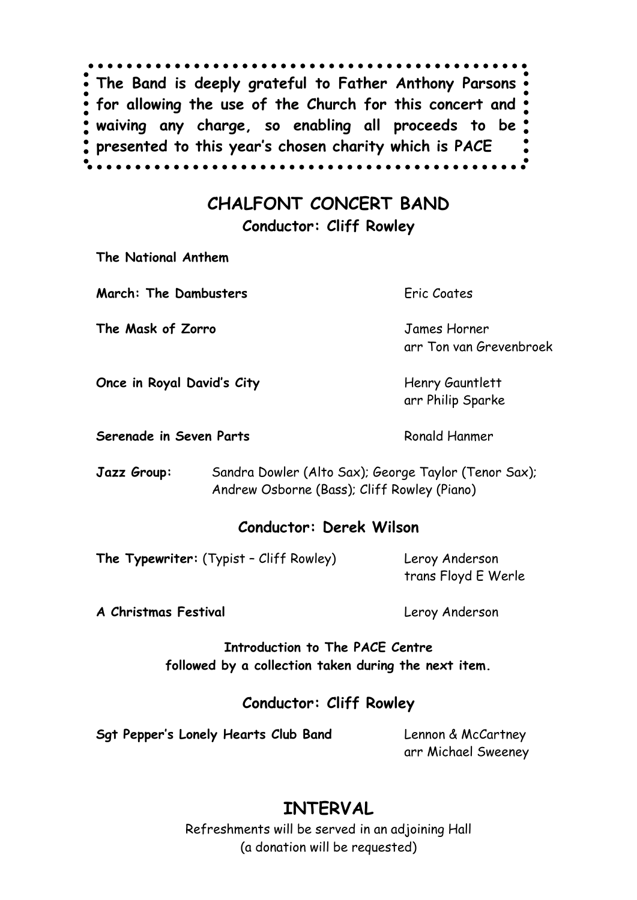**The Band is deeply grateful to Father Anthony Parsons for allowing the use of the Church for this concert and waiving any charge, so enabling all proceeds to be presented to this year's chosen charity which is PACE**

## CHALFONT CONCERT BAND

### Conductor: Cliff Rowley

**The National Anthem**

**March: The Dambusters** — Eric Coates

**The Mask of Zorro** — James Horner, arr Ton van Grevenbroek

**Once in Royal David's City** — Henry Gauntlett, arr Philip Sparke

**Serenade in Seven Parts** — Ronald Hanmer

**Jazz Group:** Sandra Dowler (Alto Sax); George Taylor (Tenor Sax); Andrew Osborne (Bass); Cliff Rowley (Piano)

### Conductor: Derek Wilson

**The Typewriter:** (Typist – Cliff Rowley) — Leroy Anderson, trans Floyd E Werle

**A Christmas Festival** — Leroy Anderson

**Introduction to The PACE Centre followed by a collection taken during the next item.**

### Conductor: Cliff Rowley

**Sgt Pepper's Lonely Hearts Club Band** — Lennon & McCartney, arr Michael Sweeney

## INTERVAL

Refreshments will be served in an adjoining Hall
(a donation will be requested)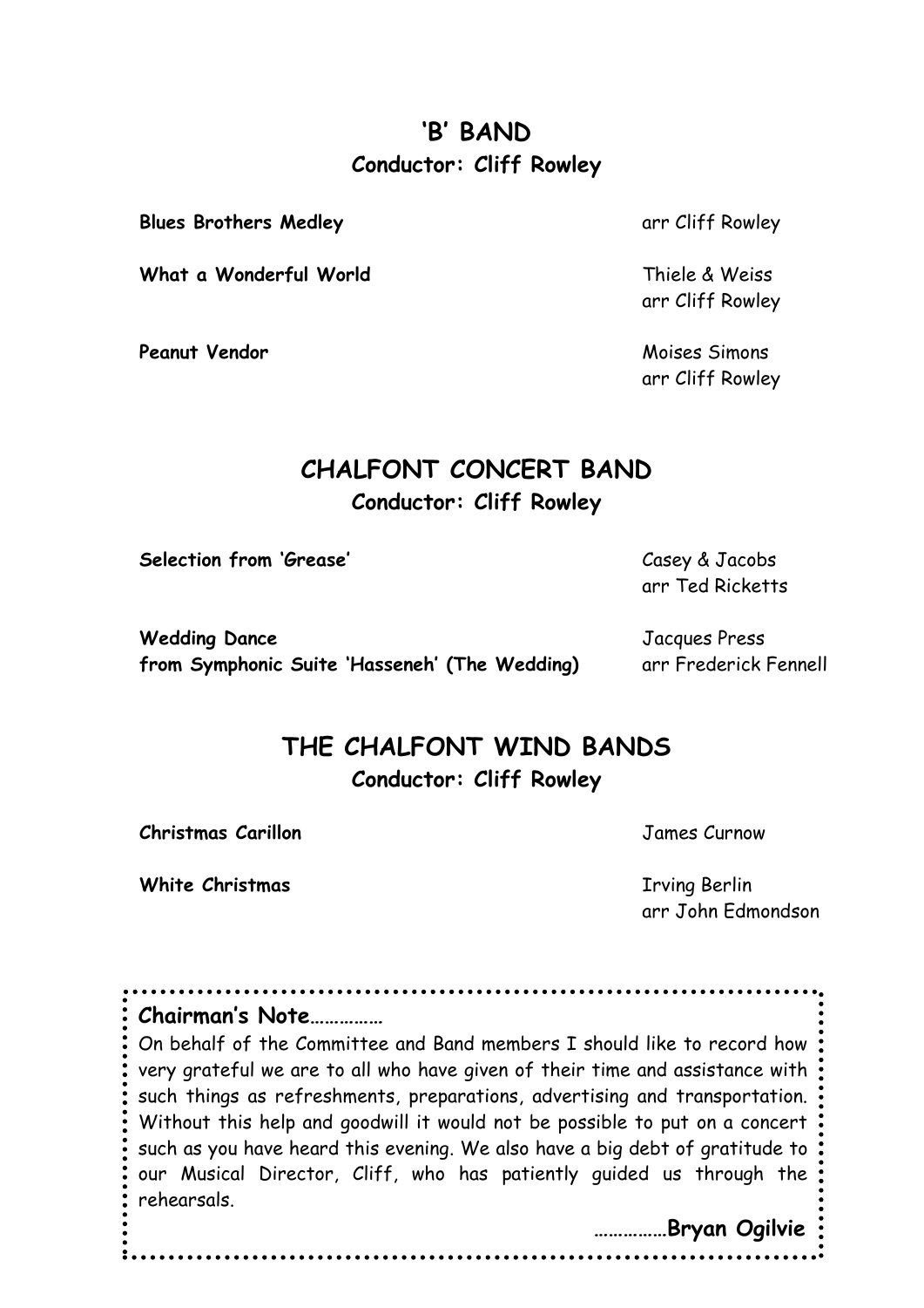## 'B' BAND

**Conductor: Cliff Rowley**

**Blues Brothers Medley** — arr Cliff Rowley

**What a Wonderful World** — Thiele & Weiss
arr Cliff Rowley

**Peanut Vendor** — Moises Simons
arr Cliff Rowley

## CHALFONT CONCERT BAND

**Conductor: Cliff Rowley**

**Selection from 'Grease'** — Casey & Jacobs
arr Ted Ricketts

**Wedding Dance**
**from Symphonic Suite 'Hasseneh' (The Wedding)** — Jacques Press
arr Frederick Fennell

## THE CHALFONT WIND BANDS

**Conductor: Cliff Rowley**

**Christmas Carillon** — James Curnow

**White Christmas** — Irving Berlin
arr John Edmondson

**Chairman's Note……………**

On behalf of the Committee and Band members I should like to record how very grateful we are to all who have given of their time and assistance with such things as refreshments, preparations, advertising and transportation. Without this help and goodwill it would not be possible to put on a concert such as you have heard this evening. We also have a big debt of gratitude to our Musical Director, Cliff, who has patiently guided us through the rehearsals.

……………**Bryan Ogilvie**